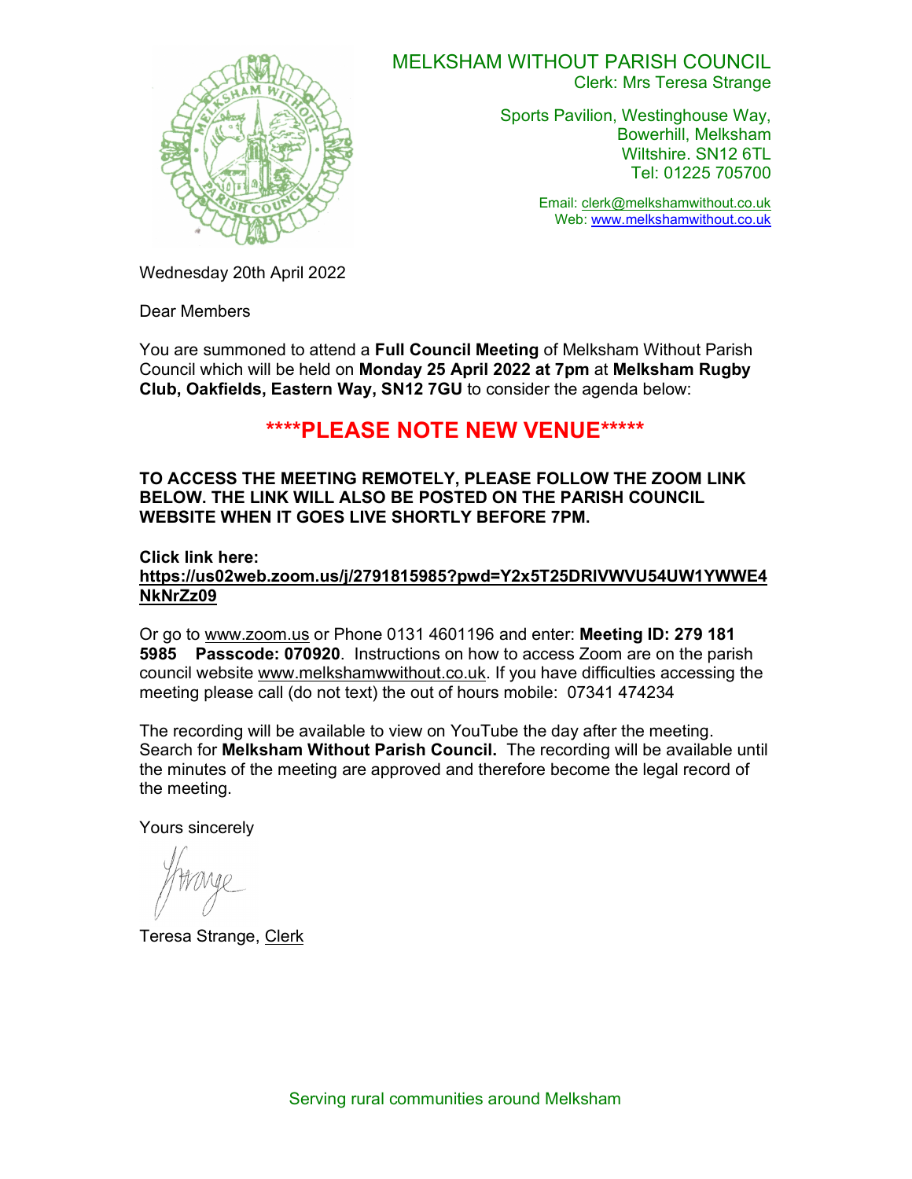# MELKSHAM WITHOUT PARISH COUNCIL

Clerk: Mrs Teresa Strange

Sports Pavilion, Westinghouse Way,
Bowerhill, Melksham
Wiltshire. SN12 6TL
Tel: 01225 705700

Email: clerk@melkshamwithout.co.uk
Web: www.melkshamwithout.co.uk

Wednesday 20th April 2022

Dear Members

You are summoned to attend a **Full Council Meeting** of Melksham Without Parish Council which will be held on **Monday 25 April 2022 at 7pm** at **Melksham Rugby Club, Oakfields, Eastern Way, SN12 7GU** to consider the agenda below:

## ****PLEASE NOTE NEW VENUE*****

**TO ACCESS THE MEETING REMOTELY, PLEASE FOLLOW THE ZOOM LINK BELOW. THE LINK WILL ALSO BE POSTED ON THE PARISH COUNCIL WEBSITE WHEN IT GOES LIVE SHORTLY BEFORE 7PM.**

**Click link here:**
**https://us02web.zoom.us/j/2791815985?pwd=Y2x5T25DRlVWVU54UW1YWWE4NkNrZz09**

Or go to www.zoom.us or Phone 0131 4601196 and enter: **Meeting ID: 279 181 5985 Passcode: 070920**. Instructions on how to access Zoom are on the parish council website www.melkshamwwithout.co.uk. If you have difficulties accessing the meeting please call (do not text) the out of hours mobile: 07341 474234

The recording will be available to view on YouTube the day after the meeting. Search for **Melksham Without Parish Council.** The recording will be available until the minutes of the meeting are approved and therefore become the legal record of the meeting.

Yours sincerely

Teresa Strange, Clerk

Serving rural communities around Melksham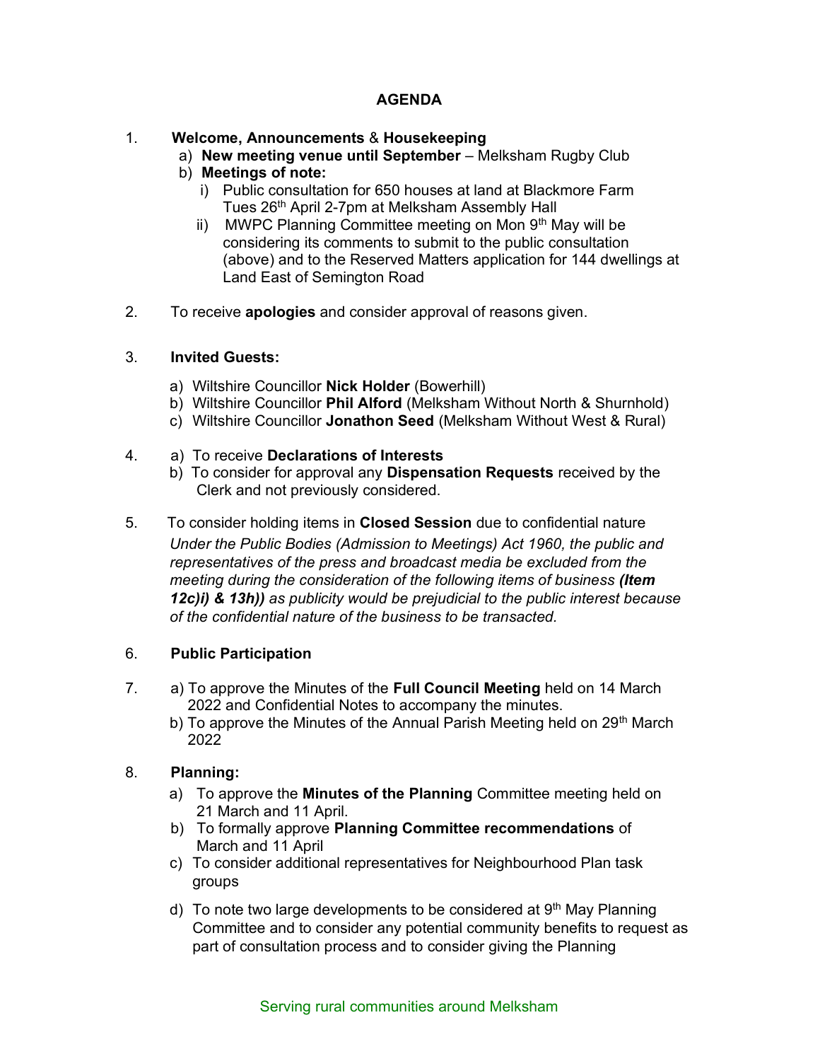## AGENDA

1. **Welcome, Announcements** & **Housekeeping**
   a) **New meeting venue until September** – Melksham Rugby Club
   b) **Meetings of note:**
      i) Public consultation for 650 houses at land at Blackmore Farm Tues 26th April 2-7pm at Melksham Assembly Hall
      ii) MWPC Planning Committee meeting on Mon 9th May will be considering its comments to submit to the public consultation (above) and to the Reserved Matters application for 144 dwellings at Land East of Semington Road

2. To receive **apologies** and consider approval of reasons given.

3. **Invited Guests:**
   a) Wiltshire Councillor **Nick Holder** (Bowerhill)
   b) Wiltshire Councillor **Phil Alford** (Melksham Without North & Shurnhold)
   c) Wiltshire Councillor **Jonathon Seed** (Melksham Without West & Rural)

4. a) To receive **Declarations of Interests**
   b) To consider for approval any **Dispensation Requests** received by the Clerk and not previously considered.

5. To consider holding items in **Closed Session** due to confidential nature
   *Under the Public Bodies (Admission to Meetings) Act 1960, the public and representatives of the press and broadcast media be excluded from the meeting during the consideration of the following items of business **(Item 12c)i) & 13h))** as publicity would be prejudicial to the public interest because of the confidential nature of the business to be transacted.*

6. **Public Participation**

7. a) To approve the Minutes of the **Full Council Meeting** held on 14 March 2022 and Confidential Notes to accompany the minutes.
   b) To approve the Minutes of the Annual Parish Meeting held on 29th March 2022

8. **Planning:**
   a) To approve the **Minutes of the Planning** Committee meeting held on 21 March and 11 April.
   b) To formally approve **Planning Committee recommendations** of March and 11 April
   c) To consider additional representatives for Neighbourhood Plan task groups
   d) To note two large developments to be considered at 9th May Planning Committee and to consider any potential community benefits to request as part of consultation process and to consider giving the Planning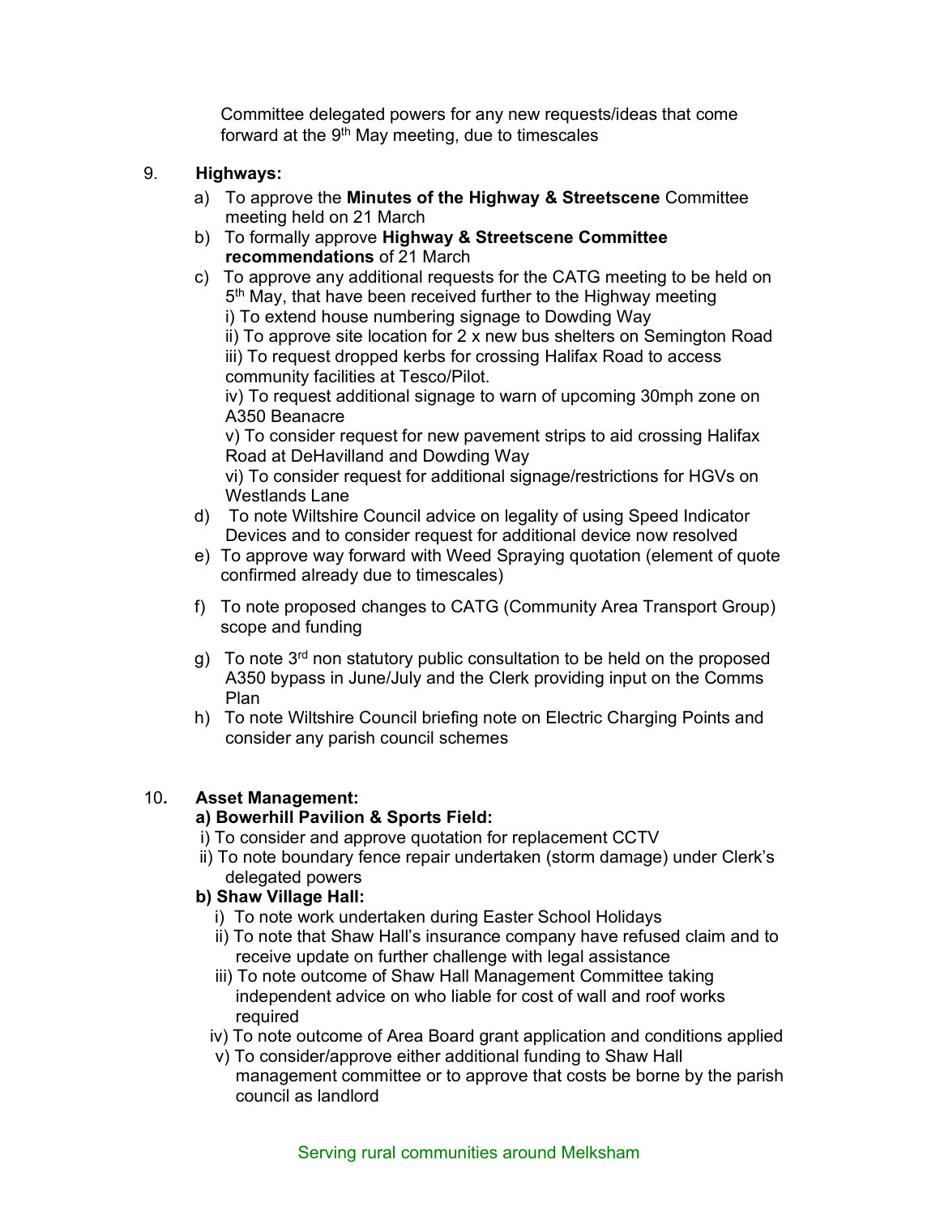Committee delegated powers for any new requests/ideas that come forward at the 9th May meeting, due to timescales

9. **Highways:**

a) To approve the **Minutes of the Highway & Streetscene** Committee meeting held on 21 March

b) To formally approve **Highway & Streetscene Committee recommendations** of 21 March

c) To approve any additional requests for the CATG meeting to be held on 5th May, that have been received further to the Highway meeting

i) To extend house numbering signage to Dowding Way

ii) To approve site location for 2 x new bus shelters on Semington Road

iii) To request dropped kerbs for crossing Halifax Road to access community facilities at Tesco/Pilot.

iv) To request additional signage to warn of upcoming 30mph zone on A350 Beanacre

v) To consider request for new pavement strips to aid crossing Halifax Road at DeHavilland and Dowding Way

vi) To consider request for additional signage/restrictions for HGVs on Westlands Lane

d) To note Wiltshire Council advice on legality of using Speed Indicator Devices and to consider request for additional device now resolved

e) To approve way forward with Weed Spraying quotation (element of quote confirmed already due to timescales)

f) To note proposed changes to CATG (Community Area Transport Group) scope and funding

g) To note 3rd non statutory public consultation to be held on the proposed A350 bypass in June/July and the Clerk providing input on the Comms Plan

h) To note Wiltshire Council briefing note on Electric Charging Points and consider any parish council schemes

10. **Asset Management:**

**a) Bowerhill Pavilion & Sports Field:**

i) To consider and approve quotation for replacement CCTV

ii) To note boundary fence repair undertaken (storm damage) under Clerk's delegated powers

**b) Shaw Village Hall:**

i) To note work undertaken during Easter School Holidays

ii) To note that Shaw Hall's insurance company have refused claim and to receive update on further challenge with legal assistance

iii) To note outcome of Shaw Hall Management Committee taking independent advice on who liable for cost of wall and roof works required

iv) To note outcome of Area Board grant application and conditions applied

v) To consider/approve either additional funding to Shaw Hall management committee or to approve that costs be borne by the parish council as landlord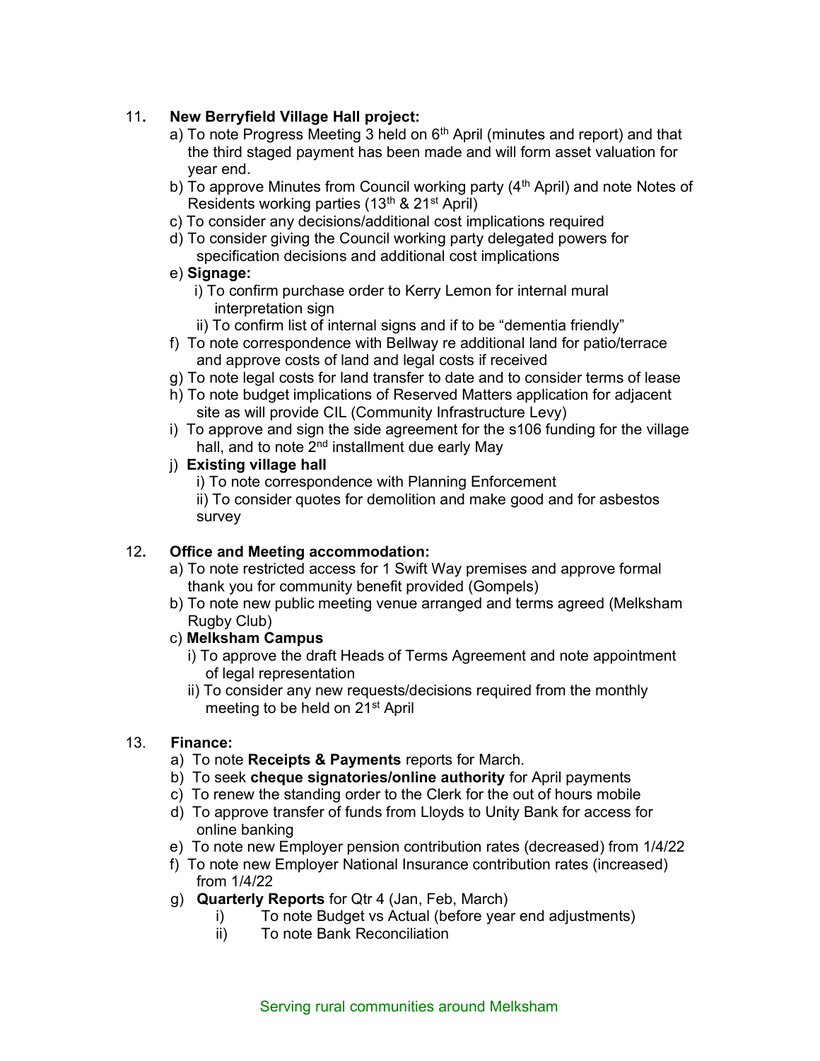11. **New Berryfield Village Hall project:**

    a) To note Progress Meeting 3 held on 6th April (minutes and report) and that the third staged payment has been made and will form asset valuation for year end.

    b) To approve Minutes from Council working party (4th April) and note Notes of Residents working parties (13th & 21st April)

    c) To consider any decisions/additional cost implications required

    d) To consider giving the Council working party delegated powers for specification decisions and additional cost implications

    e) **Signage:**

    - i) To confirm purchase order to Kerry Lemon for internal mural interpretation sign
    - ii) To confirm list of internal signs and if to be "dementia friendly"

    f) To note correspondence with Bellway re additional land for patio/terrace and approve costs of land and legal costs if received

    g) To note legal costs for land transfer to date and to consider terms of lease

    h) To note budget implications of Reserved Matters application for adjacent site as will provide CIL (Community Infrastructure Levy)

    i) To approve and sign the side agreement for the s106 funding for the village hall, and to note 2nd installment due early May

    j) **Existing village hall**

    - i) To note correspondence with Planning Enforcement
    - ii) To consider quotes for demolition and make good and for asbestos survey

12. **Office and Meeting accommodation:**

    a) To note restricted access for 1 Swift Way premises and approve formal thank you for community benefit provided (Gompels)

    b) To note new public meeting venue arranged and terms agreed (Melksham Rugby Club)

    c) **Melksham Campus**

    - i) To approve the draft Heads of Terms Agreement and note appointment of legal representation
    - ii) To consider any new requests/decisions required from the monthly meeting to be held on 21st April

13. **Finance:**

    a) To note **Receipts & Payments** reports for March.

    b) To seek **cheque signatories/online authority** for April payments

    c) To renew the standing order to the Clerk for the out of hours mobile

    d) To approve transfer of funds from Lloyds to Unity Bank for access for online banking

    e) To note new Employer pension contribution rates (decreased) from 1/4/22

    f) To note new Employer National Insurance contribution rates (increased) from 1/4/22

    g) **Quarterly Reports** for Qtr 4 (Jan, Feb, March)

    - i) To note Budget vs Actual (before year end adjustments)
    - ii) To note Bank Reconciliation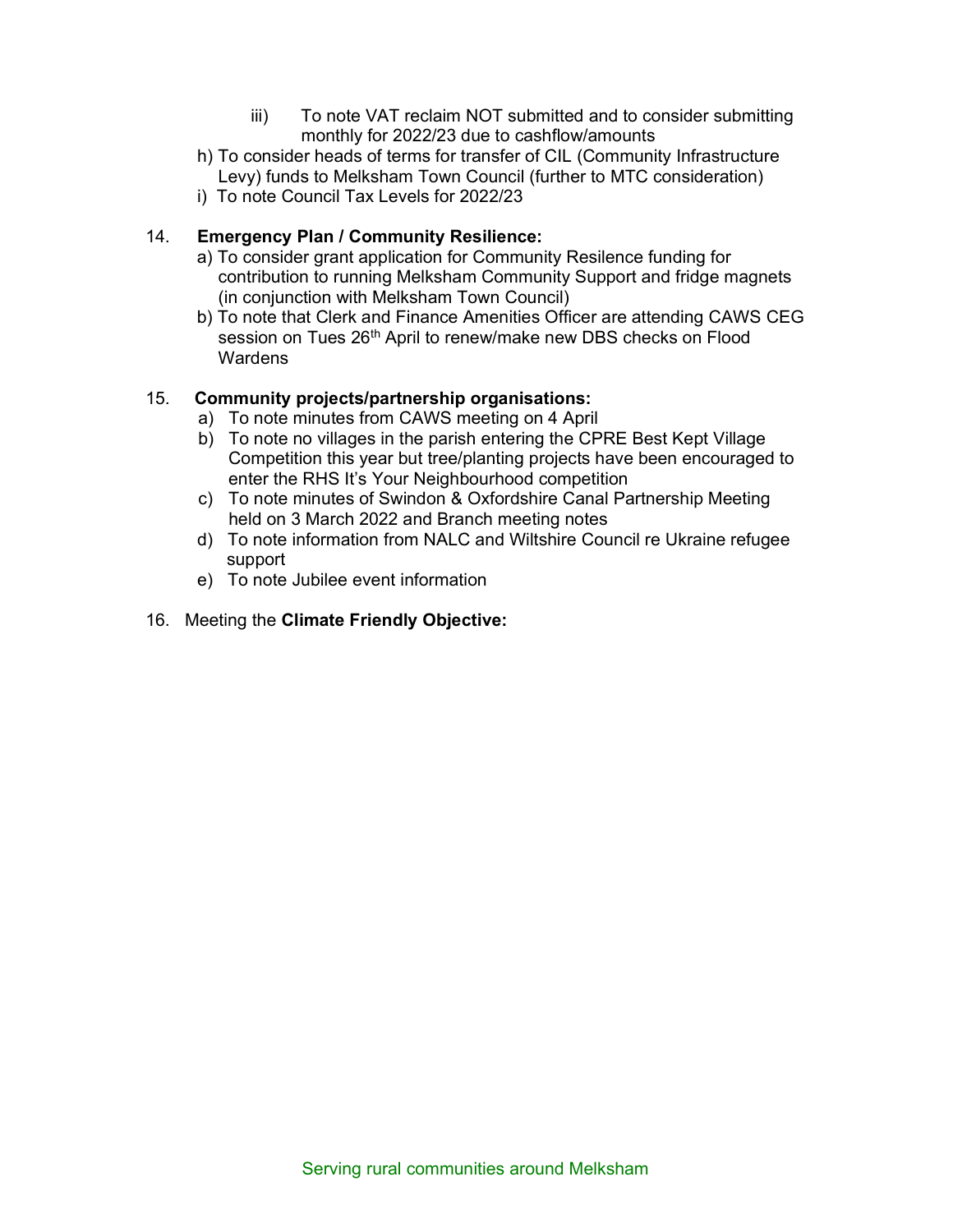iii) To note VAT reclaim NOT submitted and to consider submitting monthly for 2022/23 due to cashflow/amounts

h) To consider heads of terms for transfer of CIL (Community Infrastructure Levy) funds to Melksham Town Council (further to MTC consideration)

i) To note Council Tax Levels for 2022/23

14. **Emergency Plan / Community Resilience:**

   a) To consider grant application for Community Resilence funding for contribution to running Melksham Community Support and fridge magnets (in conjunction with Melksham Town Council)

   b) To note that Clerk and Finance Amenities Officer are attending CAWS CEG session on Tues 26th April to renew/make new DBS checks on Flood Wardens

15. **Community projects/partnership organisations:**

   a) To note minutes from CAWS meeting on 4 April
   b) To note no villages in the parish entering the CPRE Best Kept Village Competition this year but tree/planting projects have been encouraged to enter the RHS It's Your Neighbourhood competition
   c) To note minutes of Swindon & Oxfordshire Canal Partnership Meeting held on 3 March 2022 and Branch meeting notes
   d) To note information from NALC and Wiltshire Council re Ukraine refugee support
   e) To note Jubilee event information

16. Meeting the **Climate Friendly Objective:**